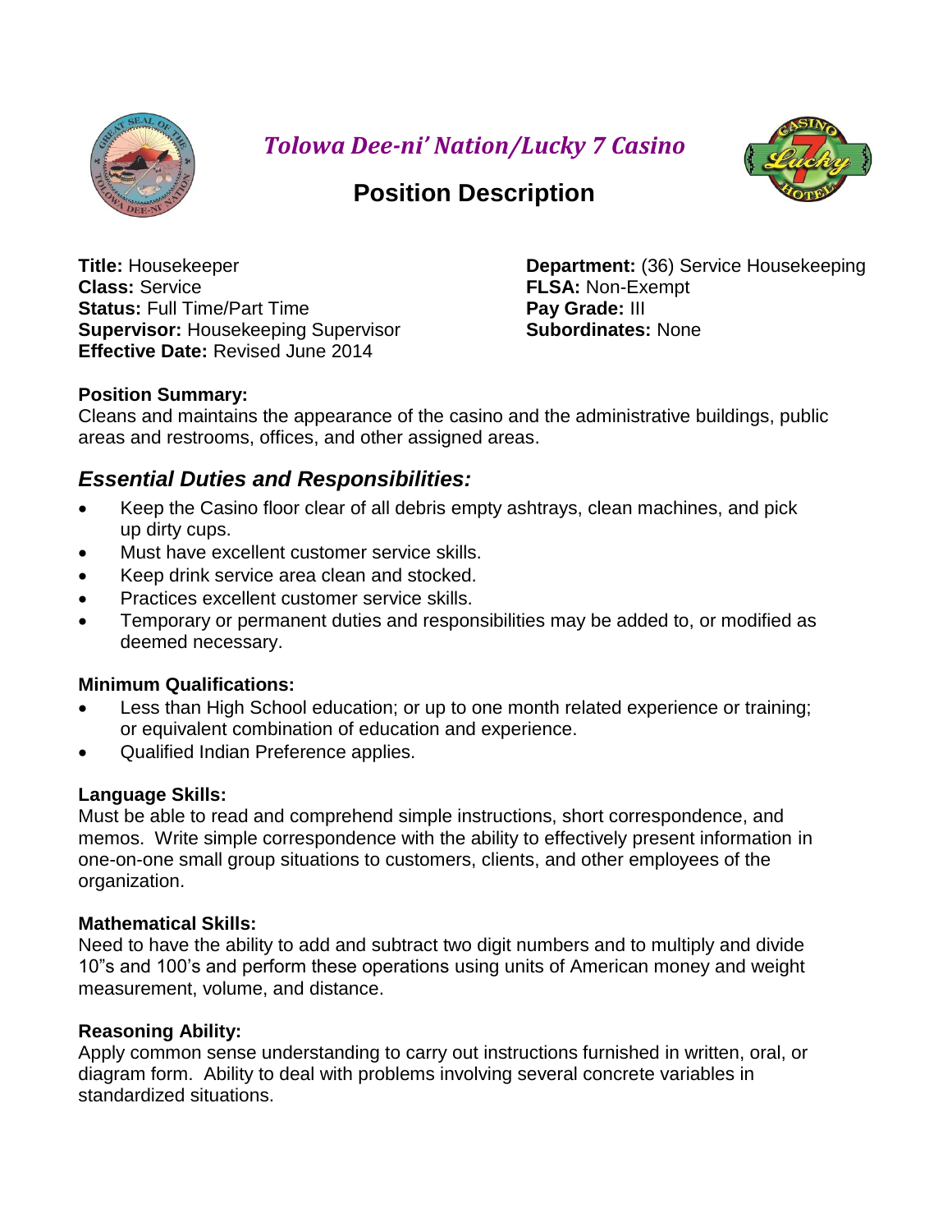# *Tolowa Dee-ni' Nation/Lucky 7 Casino*

## Position Description

**Title:** Housekeeper
**Class:** Service
**Status:** Full Time/Part Time
**Supervisor:** Housekeeping Supervisor
**Effective Date:** Revised June 2014

**Department:** (36) Service Housekeeping
**FLSA:** Non-Exempt
**Pay Grade:** III
**Subordinates:** None

**Position Summary:**
Cleans and maintains the appearance of the casino and the administrative buildings, public areas and restrooms, offices, and other assigned areas.

### *Essential Duties and Responsibilities:*

- Keep the Casino floor clear of all debris empty ashtrays, clean machines, and pick up dirty cups.
- Must have excellent customer service skills.
- Keep drink service area clean and stocked.
- Practices excellent customer service skills.
- Temporary or permanent duties and responsibilities may be added to, or modified as deemed necessary.

**Minimum Qualifications:**

- Less than High School education; or up to one month related experience or training; or equivalent combination of education and experience.
- Qualified Indian Preference applies.

**Language Skills:**
Must be able to read and comprehend simple instructions, short correspondence, and memos. Write simple correspondence with the ability to effectively present information in one-on-one small group situations to customers, clients, and other employees of the organization.

**Mathematical Skills:**
Need to have the ability to add and subtract two digit numbers and to multiply and divide 10"s and 100's and perform these operations using units of American money and weight measurement, volume, and distance.

**Reasoning Ability:**
Apply common sense understanding to carry out instructions furnished in written, oral, or diagram form. Ability to deal with problems involving several concrete variables in standardized situations.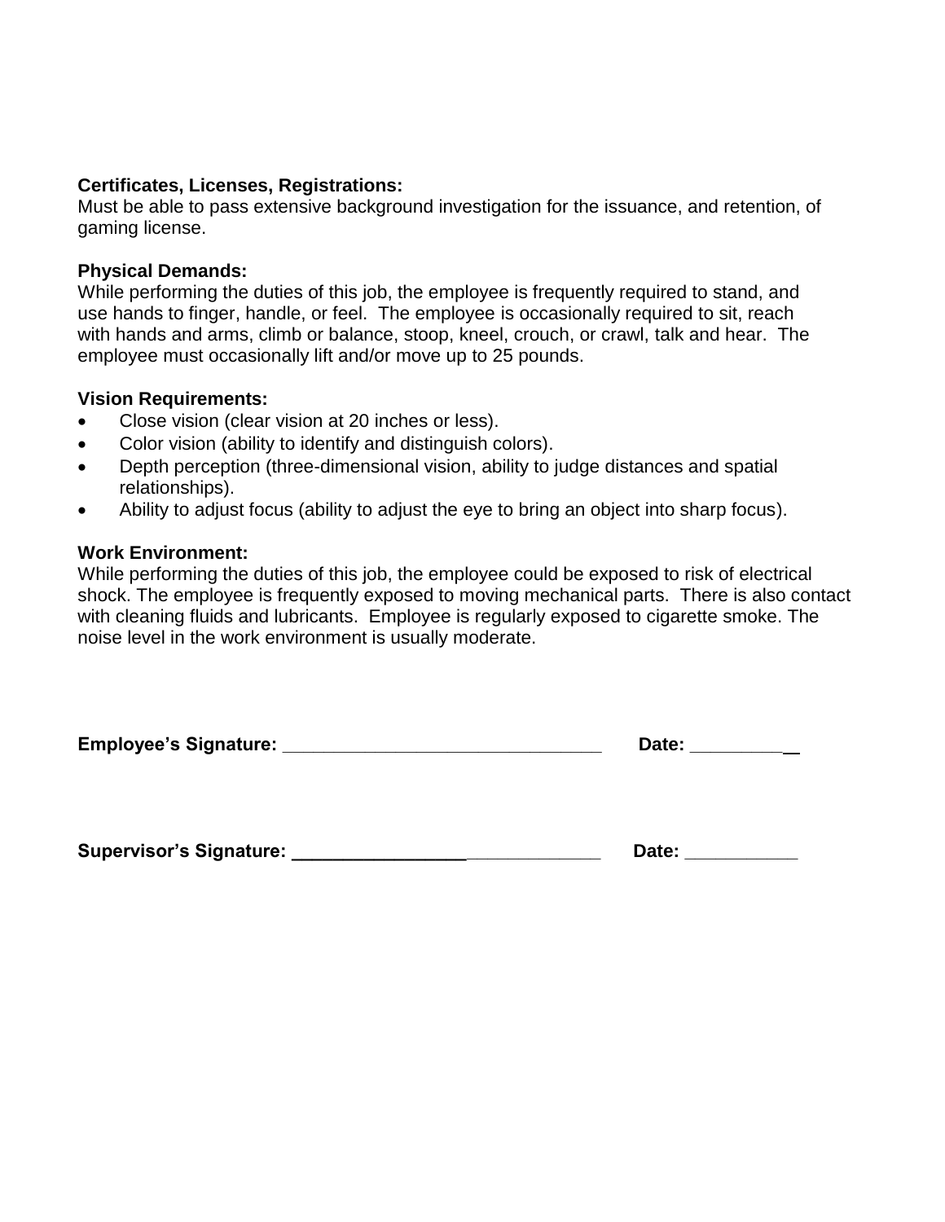**Certificates, Licenses, Registrations:**
Must be able to pass extensive background investigation for the issuance, and retention, of gaming license.

**Physical Demands:**
While performing the duties of this job, the employee is frequently required to stand, and use hands to finger, handle, or feel. The employee is occasionally required to sit, reach with hands and arms, climb or balance, stoop, kneel, crouch, or crawl, talk and hear. The employee must occasionally lift and/or move up to 25 pounds.

**Vision Requirements:**

- Close vision (clear vision at 20 inches or less).
- Color vision (ability to identify and distinguish colors).
- Depth perception (three-dimensional vision, ability to judge distances and spatial relationships).
- Ability to adjust focus (ability to adjust the eye to bring an object into sharp focus).

**Work Environment:**
While performing the duties of this job, the employee could be exposed to risk of electrical shock. The employee is frequently exposed to moving mechanical parts. There is also contact with cleaning fluids and lubricants. Employee is regularly exposed to cigarette smoke. The noise level in the work environment is usually moderate.

**Employee's Signature:** _______________________________ **Date:** ___________

**Supervisor's Signature:** _______________________________ **Date:** ___________